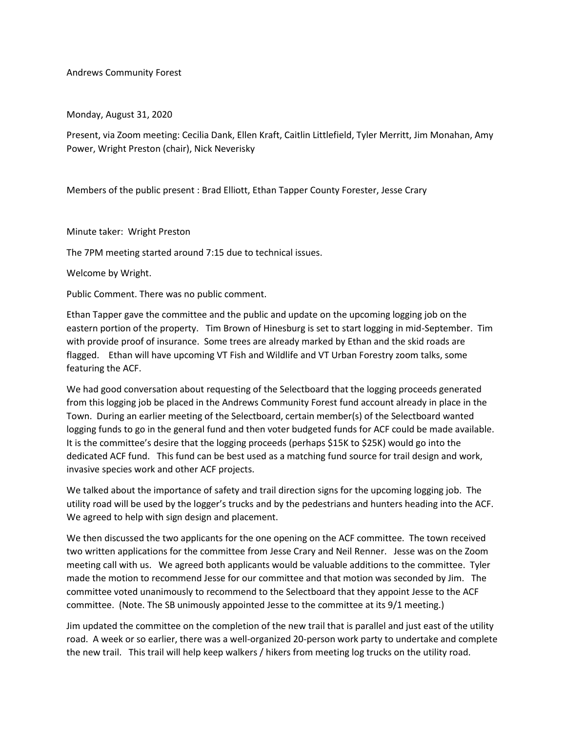Andrews Community Forest

Monday, August 31, 2020

Present, via Zoom meeting: Cecilia Dank, Ellen Kraft, Caitlin Littlefield, Tyler Merritt, Jim Monahan, Amy Power, Wright Preston (chair), Nick Neverisky

Members of the public present : Brad Elliott, Ethan Tapper County Forester, Jesse Crary

Minute taker: Wright Preston

The 7PM meeting started around 7:15 due to technical issues.

Welcome by Wright.

Public Comment. There was no public comment.

Ethan Tapper gave the committee and the public and update on the upcoming logging job on the eastern portion of the property. Tim Brown of Hinesburg is set to start logging in mid-September. Tim with provide proof of insurance. Some trees are already marked by Ethan and the skid roads are flagged. Ethan will have upcoming VT Fish and Wildlife and VT Urban Forestry zoom talks, some featuring the ACF.

We had good conversation about requesting of the Selectboard that the logging proceeds generated from this logging job be placed in the Andrews Community Forest fund account already in place in the Town. During an earlier meeting of the Selectboard, certain member(s) of the Selectboard wanted logging funds to go in the general fund and then voter budgeted funds for ACF could be made available. It is the committee's desire that the logging proceeds (perhaps $15K to $25K) would go into the dedicated ACF fund. This fund can be best used as a matching fund source for trail design and work, invasive species work and other ACF projects.

We talked about the importance of safety and trail direction signs for the upcoming logging job. The utility road will be used by the logger's trucks and by the pedestrians and hunters heading into the ACF. We agreed to help with sign design and placement.

We then discussed the two applicants for the one opening on the ACF committee. The town received two written applications for the committee from Jesse Crary and Neil Renner. Jesse was on the Zoom meeting call with us. We agreed both applicants would be valuable additions to the committee. Tyler made the motion to recommend Jesse for our committee and that motion was seconded by Jim. The committee voted unanimously to recommend to the Selectboard that they appoint Jesse to the ACF committee. (Note. The SB unimously appointed Jesse to the committee at its 9/1 meeting.)

Jim updated the committee on the completion of the new trail that is parallel and just east of the utility road. A week or so earlier, there was a well-organized 20-person work party to undertake and complete the new trail. This trail will help keep walkers / hikers from meeting log trucks on the utility road.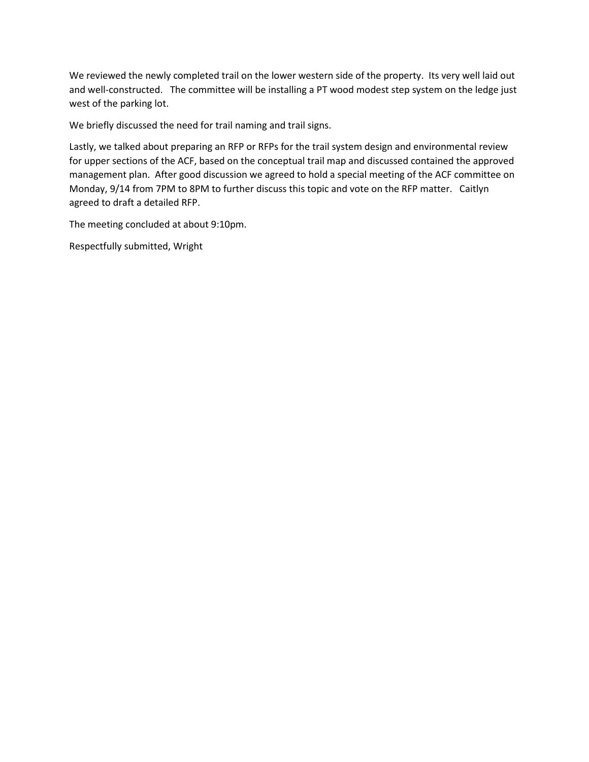We reviewed the newly completed trail on the lower western side of the property. Its very well laid out and well-constructed. The committee will be installing a PT wood modest step system on the ledge just west of the parking lot.

We briefly discussed the need for trail naming and trail signs.

Lastly, we talked about preparing an RFP or RFPs for the trail system design and environmental review for upper sections of the ACF, based on the conceptual trail map and discussed contained the approved management plan. After good discussion we agreed to hold a special meeting of the ACF committee on Monday, 9/14 from 7PM to 8PM to further discuss this topic and vote on the RFP matter. Caitlyn agreed to draft a detailed RFP.

The meeting concluded at about 9:10pm.

Respectfully submitted, Wright